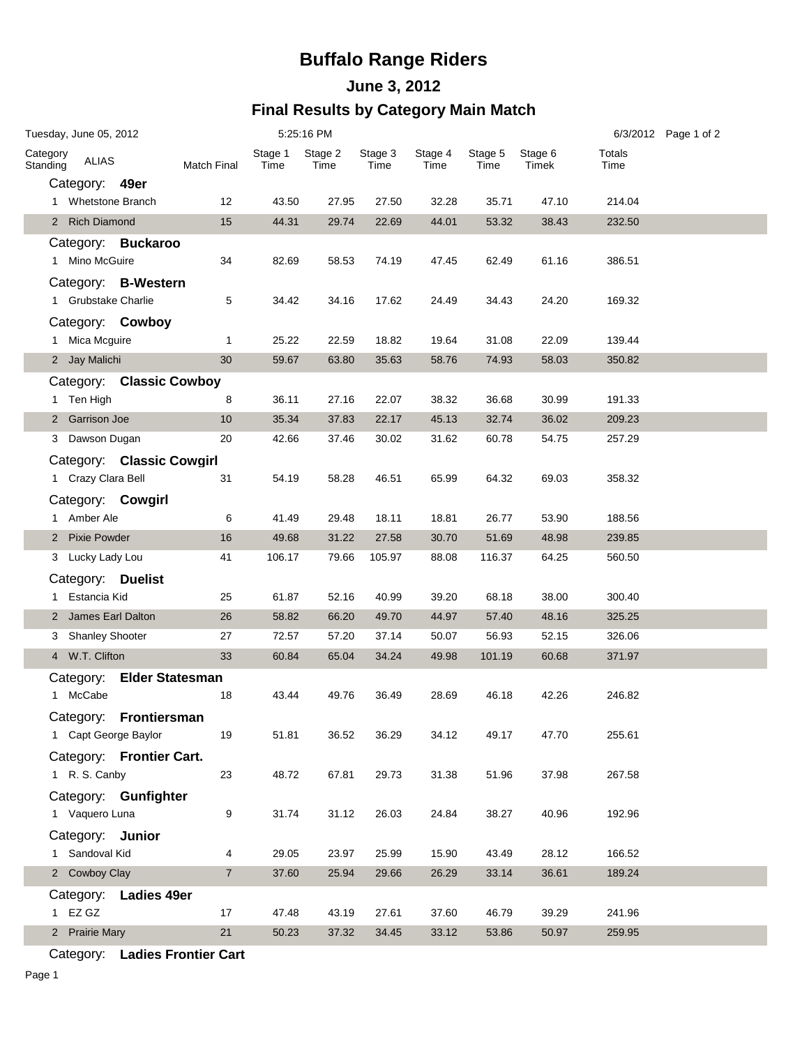# Buffalo Range Riders

## June 3, 2012

## Final Results by Category Main Match

Tuesday, June 05, 2012 5:25:16 PM 6/3/2012

| Category Standing | ALIAS | Match Final | Stage 1 Time | Stage 2 Time | Stage 3 Time | Stage 4 Time | Stage 5 Time | Stage 6 Timek | Totals Time |
|---|---|---|---|---|---|---|---|---|---|
| **Category: 49er** | | | | | | | | | |
| 1 | Whetstone Branch | 12 | 43.50 | 27.95 | 27.50 | 32.28 | 35.71 | 47.10 | 214.04 |
| 2 | Rich Diamond | 15 | 44.31 | 29.74 | 22.69 | 44.01 | 53.32 | 38.43 | 232.50 |
| **Category: Buckaroo** | | | | | | | | | |
| 1 | Mino McGuire | 34 | 82.69 | 58.53 | 74.19 | 47.45 | 62.49 | 61.16 | 386.51 |
| **Category: B-Western** | | | | | | | | | |
| 1 | Grubstake Charlie | 5 | 34.42 | 34.16 | 17.62 | 24.49 | 34.43 | 24.20 | 169.32 |
| **Category: Cowboy** | | | | | | | | | |
| 1 | Mica Mcguire | 1 | 25.22 | 22.59 | 18.82 | 19.64 | 31.08 | 22.09 | 139.44 |
| 2 | Jay Malichi | 30 | 59.67 | 63.80 | 35.63 | 58.76 | 74.93 | 58.03 | 350.82 |
| **Category: Classic Cowboy** | | | | | | | | | |
| 1 | Ten High | 8 | 36.11 | 27.16 | 22.07 | 38.32 | 36.68 | 30.99 | 191.33 |
| 2 | Garrison Joe | 10 | 35.34 | 37.83 | 22.17 | 45.13 | 32.74 | 36.02 | 209.23 |
| 3 | Dawson Dugan | 20 | 42.66 | 37.46 | 30.02 | 31.62 | 60.78 | 54.75 | 257.29 |
| **Category: Classic Cowgirl** | | | | | | | | | |
| 1 | Crazy Clara Bell | 31 | 54.19 | 58.28 | 46.51 | 65.99 | 64.32 | 69.03 | 358.32 |
| **Category: Cowgirl** | | | | | | | | | |
| 1 | Amber Ale | 6 | 41.49 | 29.48 | 18.11 | 18.81 | 26.77 | 53.90 | 188.56 |
| 2 | Pixie Powder | 16 | 49.68 | 31.22 | 27.58 | 30.70 | 51.69 | 48.98 | 239.85 |
| 3 | Lucky Lady Lou | 41 | 106.17 | 79.66 | 105.97 | 88.08 | 116.37 | 64.25 | 560.50 |
| **Category: Duelist** | | | | | | | | | |
| 1 | Estancia Kid | 25 | 61.87 | 52.16 | 40.99 | 39.20 | 68.18 | 38.00 | 300.40 |
| 2 | James Earl Dalton | 26 | 58.82 | 66.20 | 49.70 | 44.97 | 57.40 | 48.16 | 325.25 |
| 3 | Shanley Shooter | 27 | 72.57 | 57.20 | 37.14 | 50.07 | 56.93 | 52.15 | 326.06 |
| 4 | W.T. Clifton | 33 | 60.84 | 65.04 | 34.24 | 49.98 | 101.19 | 60.68 | 371.97 |
| **Category: Elder Statesman** | | | | | | | | | |
| 1 | McCabe | 18 | 43.44 | 49.76 | 36.49 | 28.69 | 46.18 | 42.26 | 246.82 |
| **Category: Frontiersman** | | | | | | | | | |
| 1 | Capt George Baylor | 19 | 51.81 | 36.52 | 36.29 | 34.12 | 49.17 | 47.70 | 255.61 |
| **Category: Frontier Cart.** | | | | | | | | | |
| 1 | R. S. Canby | 23 | 48.72 | 67.81 | 29.73 | 31.38 | 51.96 | 37.98 | 267.58 |
| **Category: Gunfighter** | | | | | | | | | |
| 1 | Vaquero Luna | 9 | 31.74 | 31.12 | 26.03 | 24.84 | 38.27 | 40.96 | 192.96 |
| **Category: Junior** | | | | | | | | | |
| 1 | Sandoval Kid | 4 | 29.05 | 23.97 | 25.99 | 15.90 | 43.49 | 28.12 | 166.52 |
| 2 | Cowboy Clay | 7 | 37.60 | 25.94 | 29.66 | 26.29 | 33.14 | 36.61 | 189.24 |
| **Category: Ladies 49er** | | | | | | | | | |
| 1 | EZ GZ | 17 | 47.48 | 43.19 | 27.61 | 37.60 | 46.79 | 39.29 | 241.96 |
| 2 | Prairie Mary | 21 | 50.23 | 37.32 | 34.45 | 33.12 | 53.86 | 50.97 | 259.95 |
| **Category: Ladies Frontier Cart** | | | | | | | | | |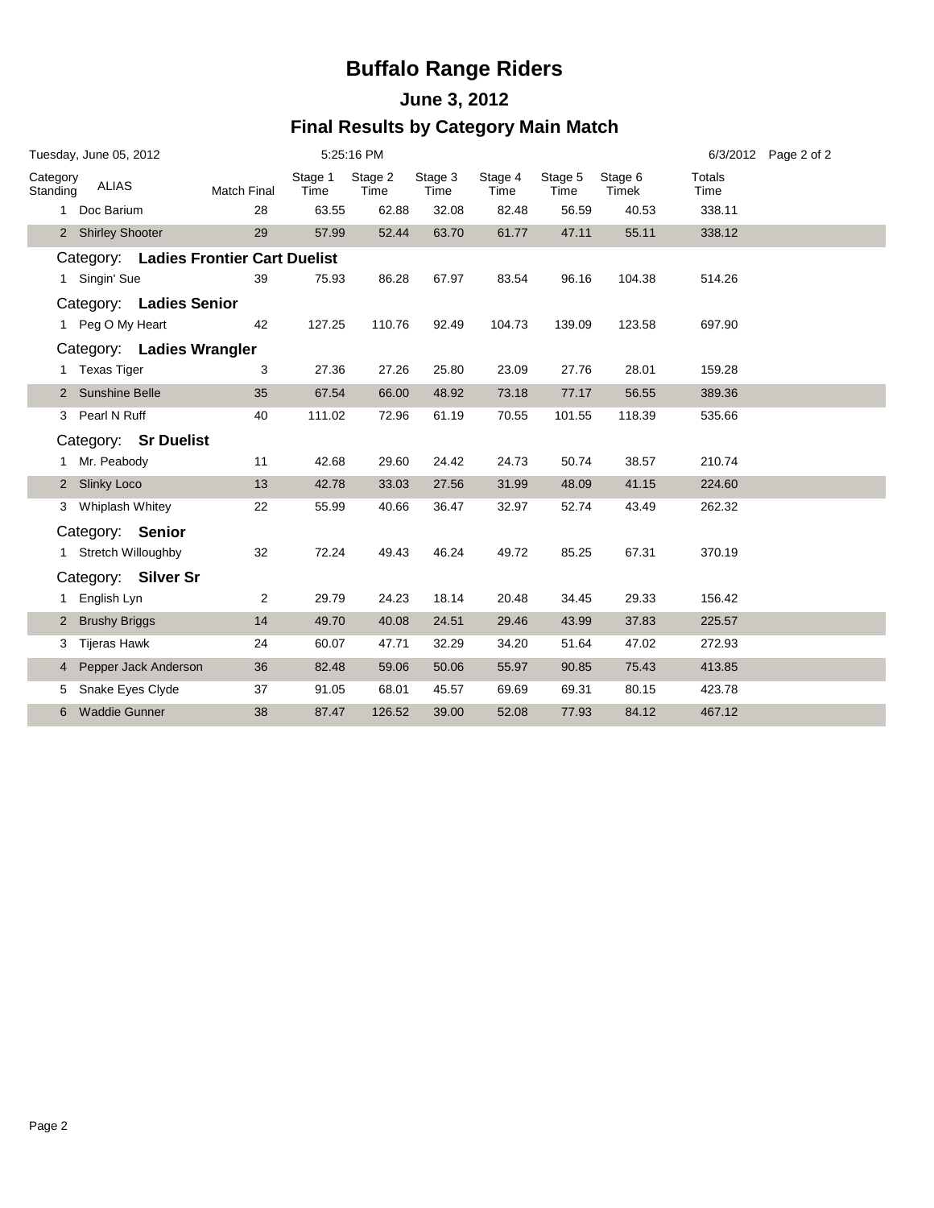# Buffalo Range Riders

## June 3, 2012

## Final Results by Category Main Match

Tuesday, June 05, 2012 5:25:16 PM 6/3/2012

| Category Standing | ALIAS | Match Final | Stage 1 Time | Stage 2 Time | Stage 3 Time | Stage 4 Time | Stage 5 Time | Stage 6 Timek | Totals Time |
|---|---|---|---|---|---|---|---|---|---|
| 1 | Doc Barium | 28 | 63.55 | 62.88 | 32.08 | 82.48 | 56.59 | 40.53 | 338.11 |
| 2 | Shirley Shooter | 29 | 57.99 | 52.44 | 63.70 | 61.77 | 47.11 | 55.11 | 338.12 |
| **Category: Ladies Frontier Cart Duelist** | | | | | | | | | |
| 1 | Singin' Sue | 39 | 75.93 | 86.28 | 67.97 | 83.54 | 96.16 | 104.38 | 514.26 |
| **Category: Ladies Senior** | | | | | | | | | |
| 1 | Peg O My Heart | 42 | 127.25 | 110.76 | 92.49 | 104.73 | 139.09 | 123.58 | 697.90 |
| **Category: Ladies Wrangler** | | | | | | | | | |
| 1 | Texas Tiger | 3 | 27.36 | 27.26 | 25.80 | 23.09 | 27.76 | 28.01 | 159.28 |
| 2 | Sunshine Belle | 35 | 67.54 | 66.00 | 48.92 | 73.18 | 77.17 | 56.55 | 389.36 |
| 3 | Pearl N Ruff | 40 | 111.02 | 72.96 | 61.19 | 70.55 | 101.55 | 118.39 | 535.66 |
| **Category: Sr Duelist** | | | | | | | | | |
| 1 | Mr. Peabody | 11 | 42.68 | 29.60 | 24.42 | 24.73 | 50.74 | 38.57 | 210.74 |
| 2 | Slinky Loco | 13 | 42.78 | 33.03 | 27.56 | 31.99 | 48.09 | 41.15 | 224.60 |
| 3 | Whiplash Whitey | 22 | 55.99 | 40.66 | 36.47 | 32.97 | 52.74 | 43.49 | 262.32 |
| **Category: Senior** | | | | | | | | | |
| 1 | Stretch Willoughby | 32 | 72.24 | 49.43 | 46.24 | 49.72 | 85.25 | 67.31 | 370.19 |
| **Category: Silver Sr** | | | | | | | | | |
| 1 | English Lyn | 2 | 29.79 | 24.23 | 18.14 | 20.48 | 34.45 | 29.33 | 156.42 |
| 2 | Brushy Briggs | 14 | 49.70 | 40.08 | 24.51 | 29.46 | 43.99 | 37.83 | 225.57 |
| 3 | Tijeras Hawk | 24 | 60.07 | 47.71 | 32.29 | 34.20 | 51.64 | 47.02 | 272.93 |
| 4 | Pepper Jack Anderson | 36 | 82.48 | 59.06 | 50.06 | 55.97 | 90.85 | 75.43 | 413.85 |
| 5 | Snake Eyes Clyde | 37 | 91.05 | 68.01 | 45.57 | 69.69 | 69.31 | 80.15 | 423.78 |
| 6 | Waddie Gunner | 38 | 87.47 | 126.52 | 39.00 | 52.08 | 77.93 | 84.12 | 467.12 |